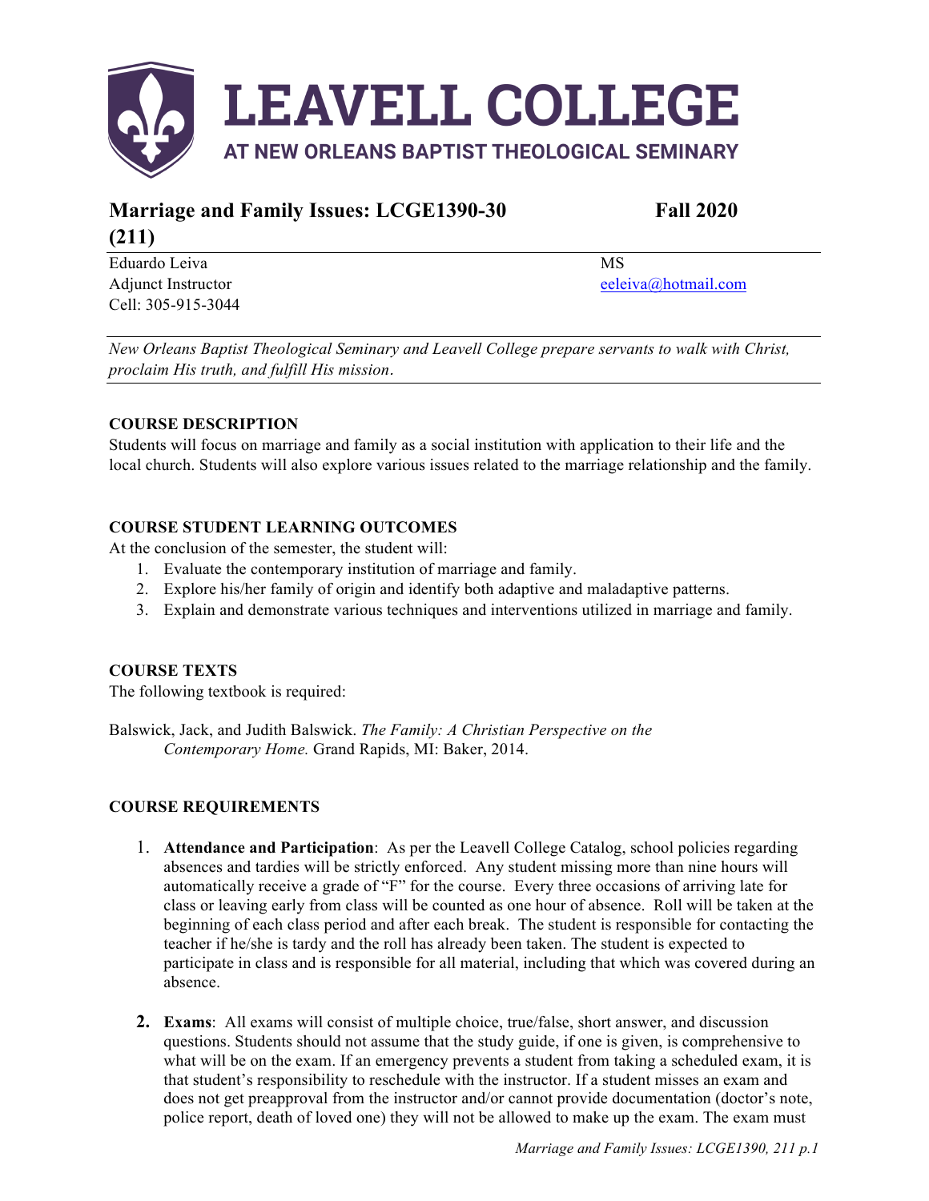# LEAVELL COLLEGE

AT NEW ORLEANS BAPTIST THEOLOGICAL SEMINARY

## Marriage and Family Issues: LCGE1390-30 (211) Fall 2020

Eduardo Leiva MS
Adjunct Instructor eeleiva@hotmail.com
Cell: 305-915-3044

*New Orleans Baptist Theological Seminary and Leavell College prepare servants to walk with Christ, proclaim His truth, and fulfill His mission.*

### COURSE DESCRIPTION

Students will focus on marriage and family as a social institution with application to their life and the local church. Students will also explore various issues related to the marriage relationship and the family.

### COURSE STUDENT LEARNING OUTCOMES

At the conclusion of the semester, the student will:

1. Evaluate the contemporary institution of marriage and family.
2. Explore his/her family of origin and identify both adaptive and maladaptive patterns.
3. Explain and demonstrate various techniques and interventions utilized in marriage and family.

### COURSE TEXTS

The following textbook is required:

Balswick, Jack, and Judith Balswick. *The Family: A Christian Perspective on the Contemporary Home.* Grand Rapids, MI: Baker, 2014.

### COURSE REQUIREMENTS

1. **Attendance and Participation**: As per the Leavell College Catalog, school policies regarding absences and tardies will be strictly enforced. Any student missing more than nine hours will automatically receive a grade of "F" for the course. Every three occasions of arriving late for class or leaving early from class will be counted as one hour of absence. Roll will be taken at the beginning of each class period and after each break. The student is responsible for contacting the teacher if he/she is tardy and the roll has already been taken. The student is expected to participate in class and is responsible for all material, including that which was covered during an absence.

2. **Exams**: All exams will consist of multiple choice, true/false, short answer, and discussion questions. Students should not assume that the study guide, if one is given, is comprehensive to what will be on the exam. If an emergency prevents a student from taking a scheduled exam, it is that student's responsibility to reschedule with the instructor. If a student misses an exam and does not get preapproval from the instructor and/or cannot provide documentation (doctor's note, police report, death of loved one) they will not be allowed to make up the exam. The exam must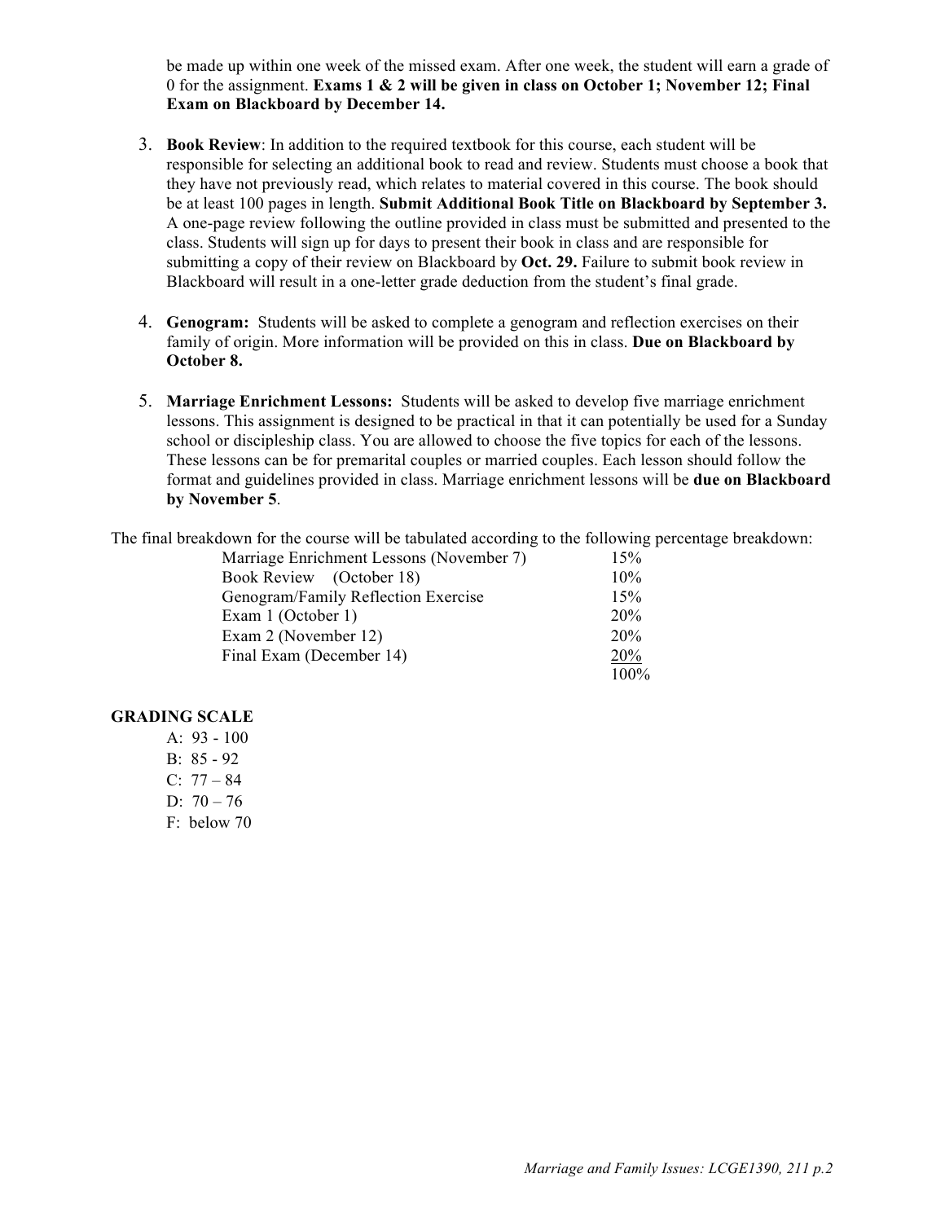be made up within one week of the missed exam. After one week, the student will earn a grade of 0 for the assignment. **Exams 1 & 2 will be given in class on October 1; November 12; Final Exam on Blackboard by December 14.**

3. **Book Review**: In addition to the required textbook for this course, each student will be responsible for selecting an additional book to read and review. Students must choose a book that they have not previously read, which relates to material covered in this course. The book should be at least 100 pages in length. **Submit Additional Book Title on Blackboard by September 3.** A one-page review following the outline provided in class must be submitted and presented to the class. Students will sign up for days to present their book in class and are responsible for submitting a copy of their review on Blackboard by **Oct. 29.** Failure to submit book review in Blackboard will result in a one-letter grade deduction from the student's final grade.

4. **Genogram:** Students will be asked to complete a genogram and reflection exercises on their family of origin. More information will be provided on this in class. **Due on Blackboard by October 8.**

5. **Marriage Enrichment Lessons:** Students will be asked to develop five marriage enrichment lessons. This assignment is designed to be practical in that it can potentially be used for a Sunday school or discipleship class. You are allowed to choose the five topics for each of the lessons. These lessons can be for premarital couples or married couples. Each lesson should follow the format and guidelines provided in class. Marriage enrichment lessons will be **due on Blackboard by November 5**.

The final breakdown for the course will be tabulated according to the following percentage breakdown:

| | |
|---|---|
| Marriage Enrichment Lessons (November 7) | 15% |
| Book Review (October 18) | 10% |
| Genogram/Family Reflection Exercise | 15% |
| Exam 1 (October 1) | 20% |
| Exam 2 (November 12) | 20% |
| Final Exam (December 14) | 20% |
| | 100% |

**GRADING SCALE**

- A: 93 - 100
- B: 85 - 92
- C: 77 – 84
- D: 70 – 76
- F: below 70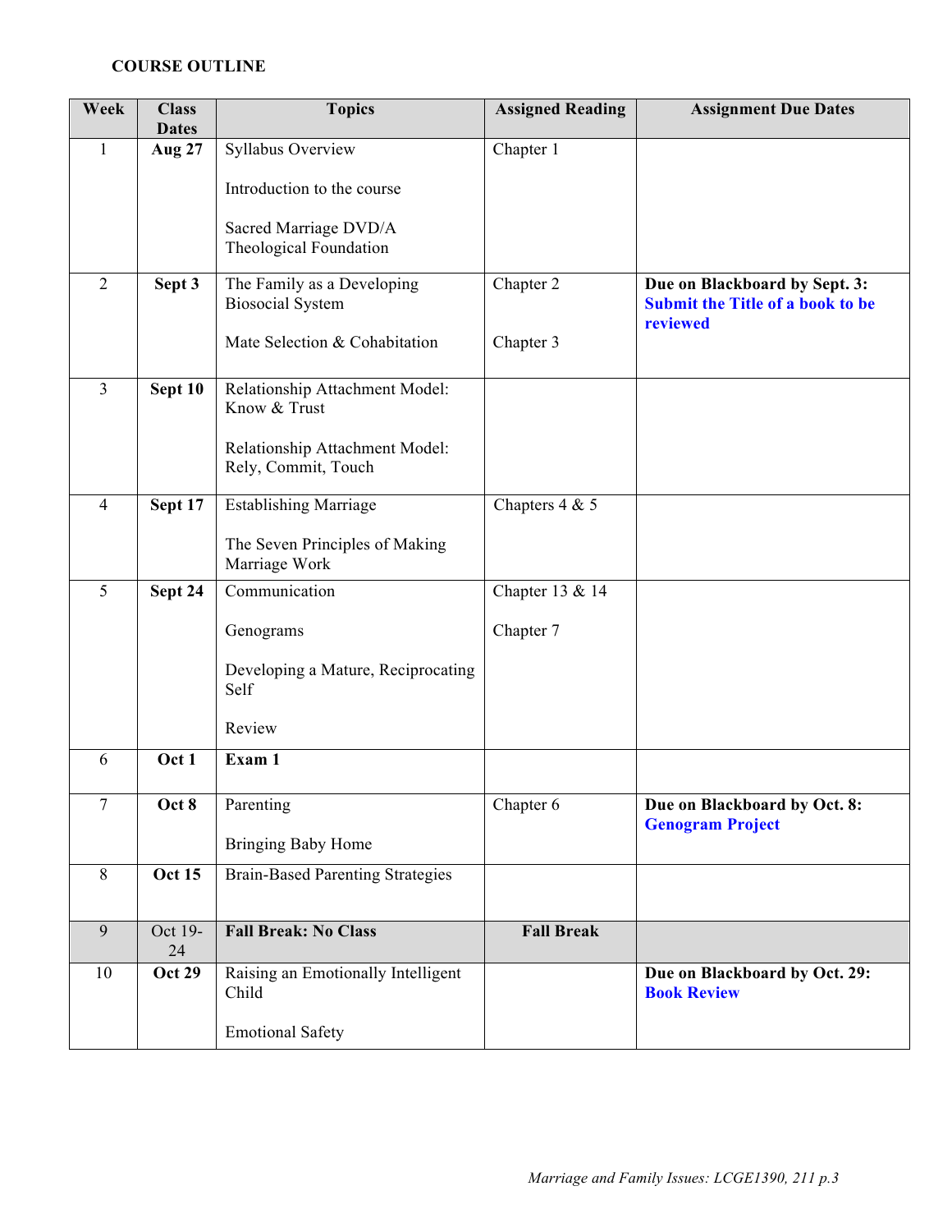**COURSE OUTLINE**

| Week | Class Dates | Topics | Assigned Reading | Assignment Due Dates |
|---|---|---|---|---|
| 1 | **Aug 27** | Syllabus Overview<br><br>Introduction to the course<br><br>Sacred Marriage DVD/A Theological Foundation | Chapter 1 | |
| 2 | **Sept 3** | The Family as a Developing Biosocial System<br><br>Mate Selection & Cohabitation | Chapter 2<br><br>Chapter 3 | **Due on Blackboard by Sept. 3: Submit the Title of a book to be reviewed** |
| 3 | **Sept 10** | Relationship Attachment Model: Know & Trust<br><br>Relationship Attachment Model: Rely, Commit, Touch | | |
| 4 | **Sept 17** | Establishing Marriage<br><br>The Seven Principles of Making Marriage Work | Chapters 4 & 5 | |
| 5 | **Sept 24** | Communication<br><br>Genograms<br><br>Developing a Mature, Reciprocating Self<br><br>Review | Chapter 13 & 14<br><br>Chapter 7 | |
| 6 | **Oct 1** | **Exam 1** | | |
| 7 | **Oct 8** | Parenting<br><br>Bringing Baby Home | Chapter 6 | **Due on Blackboard by Oct. 8: Genogram Project** |
| 8 | **Oct 15** | Brain-Based Parenting Strategies | | |
| 9 | Oct 19-24 | **Fall Break: No Class** | **Fall Break** | |
| 10 | **Oct 29** | Raising an Emotionally Intelligent Child<br><br>Emotional Safety | | **Due on Blackboard by Oct. 29: Book Review** |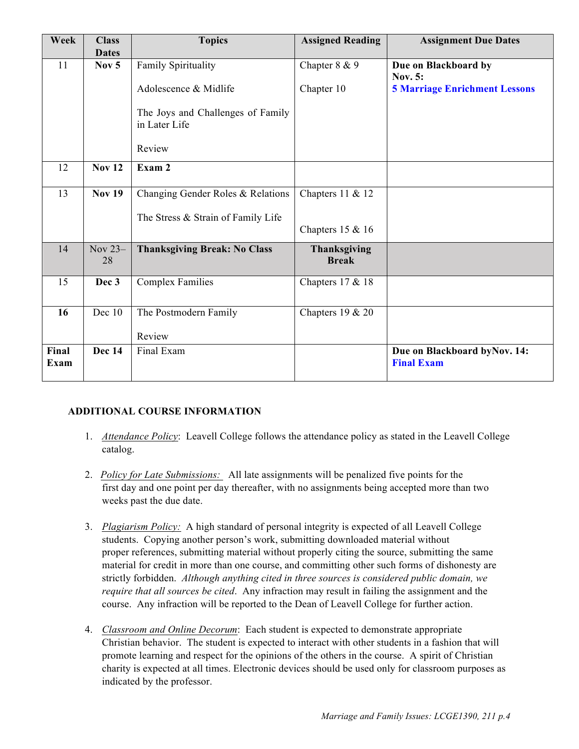| Week | Class Dates | Topics | Assigned Reading | Assignment Due Dates |
|---|---|---|---|---|
| 11 | **Nov 5** | Family Spirituality<br><br>Adolescence & Midlife<br><br>The Joys and Challenges of Family in Later Life<br><br>Review | Chapter 8 & 9<br><br>Chapter 10 | **Due on Blackboard by Nov. 5:**<br>**5 Marriage Enrichment Lessons** |
| 12 | **Nov 12** | **Exam 2** | | |
| 13 | **Nov 19** | Changing Gender Roles & Relations<br><br>The Stress & Strain of Family Life | Chapters 11 & 12<br><br>Chapters 15 & 16 | |
| 14 | Nov 23–28 | **Thanksgiving Break: No Class** | **Thanksgiving Break** | |
| 15 | **Dec 3** | Complex Families | Chapters 17 & 18 | |
| **16** | Dec 10 | The Postmodern Family<br><br>Review | Chapters 19 & 20 | |
| **Final Exam** | **Dec 14** | Final Exam | | **Due on Blackboard byNov. 14:**<br>**Final Exam** |

**ADDITIONAL COURSE INFORMATION**

1. *Attendance Policy*: Leavell College follows the attendance policy as stated in the Leavell College catalog.

2. *Policy for Late Submissions:* All late assignments will be penalized five points for the first day and one point per day thereafter, with no assignments being accepted more than two weeks past the due date.

3. *Plagiarism Policy:* A high standard of personal integrity is expected of all Leavell College students. Copying another person's work, submitting downloaded material without proper references, submitting material without properly citing the source, submitting the same material for credit in more than one course, and committing other such forms of dishonesty are strictly forbidden. *Although anything cited in three sources is considered public domain, we require that all sources be cited*. Any infraction may result in failing the assignment and the course. Any infraction will be reported to the Dean of Leavell College for further action.

4. *Classroom and Online Decorum*: Each student is expected to demonstrate appropriate Christian behavior. The student is expected to interact with other students in a fashion that will promote learning and respect for the opinions of the others in the course. A spirit of Christian charity is expected at all times. Electronic devices should be used only for classroom purposes as indicated by the professor.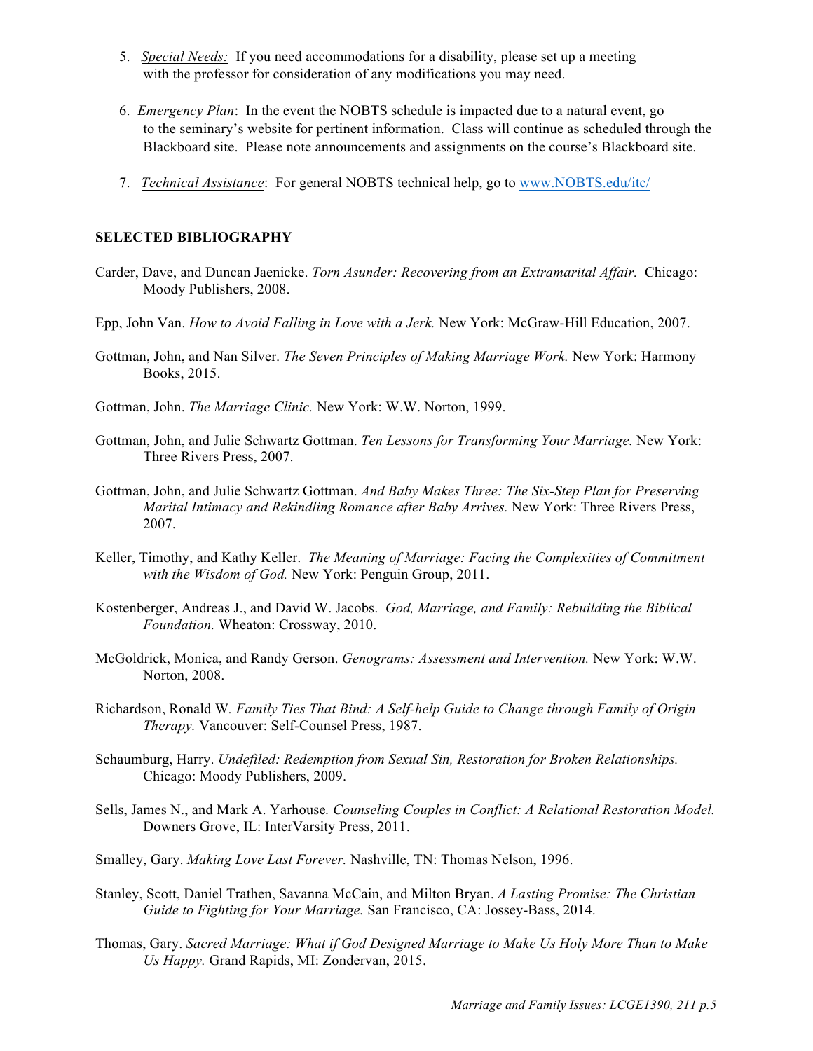5. *Special Needs:* If you need accommodations for a disability, please set up a meeting with the professor for consideration of any modifications you may need.

6. *Emergency Plan*: In the event the NOBTS schedule is impacted due to a natural event, go to the seminary's website for pertinent information. Class will continue as scheduled through the Blackboard site. Please note announcements and assignments on the course's Blackboard site.

7. *Technical Assistance*: For general NOBTS technical help, go to www.NOBTS.edu/itc/

**SELECTED BIBLIOGRAPHY**

Carder, Dave, and Duncan Jaenicke. *Torn Asunder: Recovering from an Extramarital Affair.* Chicago: Moody Publishers, 2008.

Epp, John Van. *How to Avoid Falling in Love with a Jerk.* New York: McGraw-Hill Education, 2007.

Gottman, John, and Nan Silver. *The Seven Principles of Making Marriage Work.* New York: Harmony Books, 2015.

Gottman, John. *The Marriage Clinic.* New York: W.W. Norton, 1999.

Gottman, John, and Julie Schwartz Gottman. *Ten Lessons for Transforming Your Marriage.* New York: Three Rivers Press, 2007.

Gottman, John, and Julie Schwartz Gottman. *And Baby Makes Three: The Six-Step Plan for Preserving Marital Intimacy and Rekindling Romance after Baby Arrives.* New York: Three Rivers Press, 2007.

Keller, Timothy, and Kathy Keller. *The Meaning of Marriage: Facing the Complexities of Commitment with the Wisdom of God.* New York: Penguin Group, 2011.

Kostenberger, Andreas J., and David W. Jacobs. *God, Marriage, and Family: Rebuilding the Biblical Foundation.* Wheaton: Crossway, 2010.

McGoldrick, Monica, and Randy Gerson. *Genograms: Assessment and Intervention.* New York: W.W. Norton, 2008.

Richardson, Ronald W. *Family Ties That Bind: A Self-help Guide to Change through Family of Origin Therapy.* Vancouver: Self-Counsel Press, 1987.

Schaumburg, Harry. *Undefiled: Redemption from Sexual Sin, Restoration for Broken Relationships.* Chicago: Moody Publishers, 2009.

Sells, James N., and Mark A. Yarhouse. *Counseling Couples in Conflict: A Relational Restoration Model.* Downers Grove, IL: InterVarsity Press, 2011.

Smalley, Gary. *Making Love Last Forever.* Nashville, TN: Thomas Nelson, 1996.

Stanley, Scott, Daniel Trathen, Savanna McCain, and Milton Bryan. *A Lasting Promise: The Christian Guide to Fighting for Your Marriage.* San Francisco, CA: Jossey-Bass, 2014.

Thomas, Gary. *Sacred Marriage: What if God Designed Marriage to Make Us Holy More Than to Make Us Happy.* Grand Rapids, MI: Zondervan, 2015.